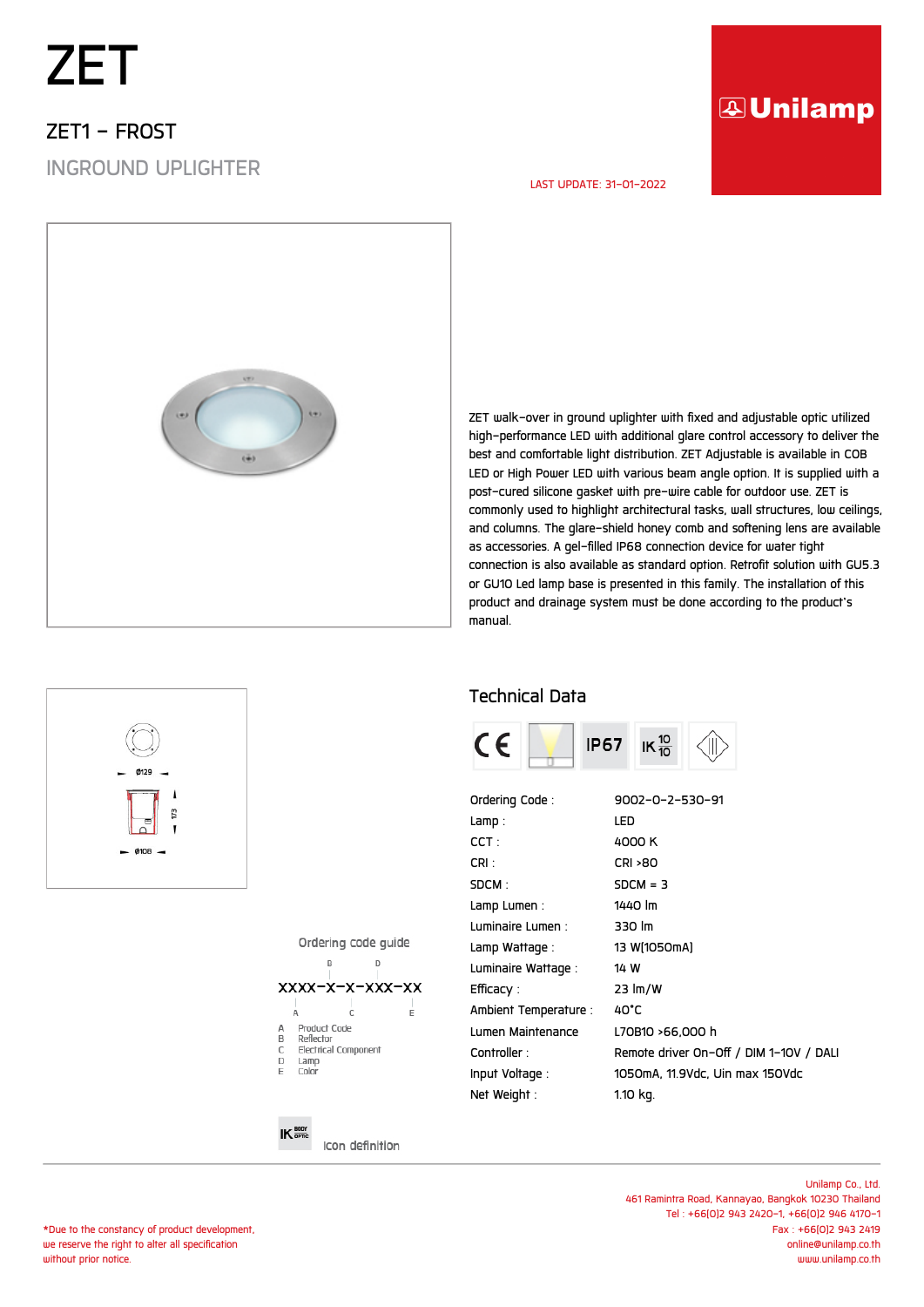# ZET

## ZET1 - FROST

### INGROUND UPLIGHTER

Unilamp

LAST UPDATE: 31-01-2022

ZET walk-over in ground uplighter with fixed and adjustable optic utilized high-performance LED with additional glare control accessory to deliver the best and comfortable light distribution. ZET Adjustable is available in COB LED or High Power LED with various beam angle option. It is supplied with a post-cured silicone gasket with pre-wire cable for outdoor use. ZET is commonly used to highlight architectural tasks, wall structures, low ceilings, and columns. The glare-shield honey comb and softening lens are available as accessories. A gel-filled IP68 connection device for water tight connection is also available as standard option. Retrofit solution with GU5.3 or GU10 Led lamp base is presented in this family. The installation of this product and drainage system must be done according to the product's manual.

Ø129

173

Ø108

## Technical Data

CE | IP67 | IK 10/10

| | |
|---|---|
| Ordering Code : | 9002-0-2-530-91 |
| Lamp : | LED |
| CCT : | 4000 K |
| CRI : | CRI >80 |
| SDCM : | SDCM = 3 |
| Lamp Lumen : | 1440 lm |
| Luminaire Lumen : | 330 lm |
| Lamp Wattage : | 13 W(1050mA) |
| Luminaire Wattage : | 14 W |
| Efficacy : | 23 lm/W |
| Ambient Temperature : | 40°C |
| Lumen Maintenance | L70B10 >66,000 h |
| Controller : | Remote driver On-Off / DIM 1-10V / DALI |
| Input Voltage : | 1050mA, 11.9Vdc, Uin max 150Vdc |
| Net Weight : | 1.10 kg. |

Ordering code guide

XXXX-X-X-XXX-XX

A Product Code
B Reflector
C Electrical Component
D Lamp
E Color

IK BODY/OPTIC Icon definition

Unilamp Co., Ltd.
461 Ramintra Road, Kannayao, Bangkok 10230 Thailand
Tel : +66(0)2 943 2420-1, +66(0)2 946 4170-1
Fax : +66(0)2 943 2419
online@unilamp.co.th
www.unilamp.co.th

*Due to the constancy of product development, we reserve the right to alter all specification without prior notice.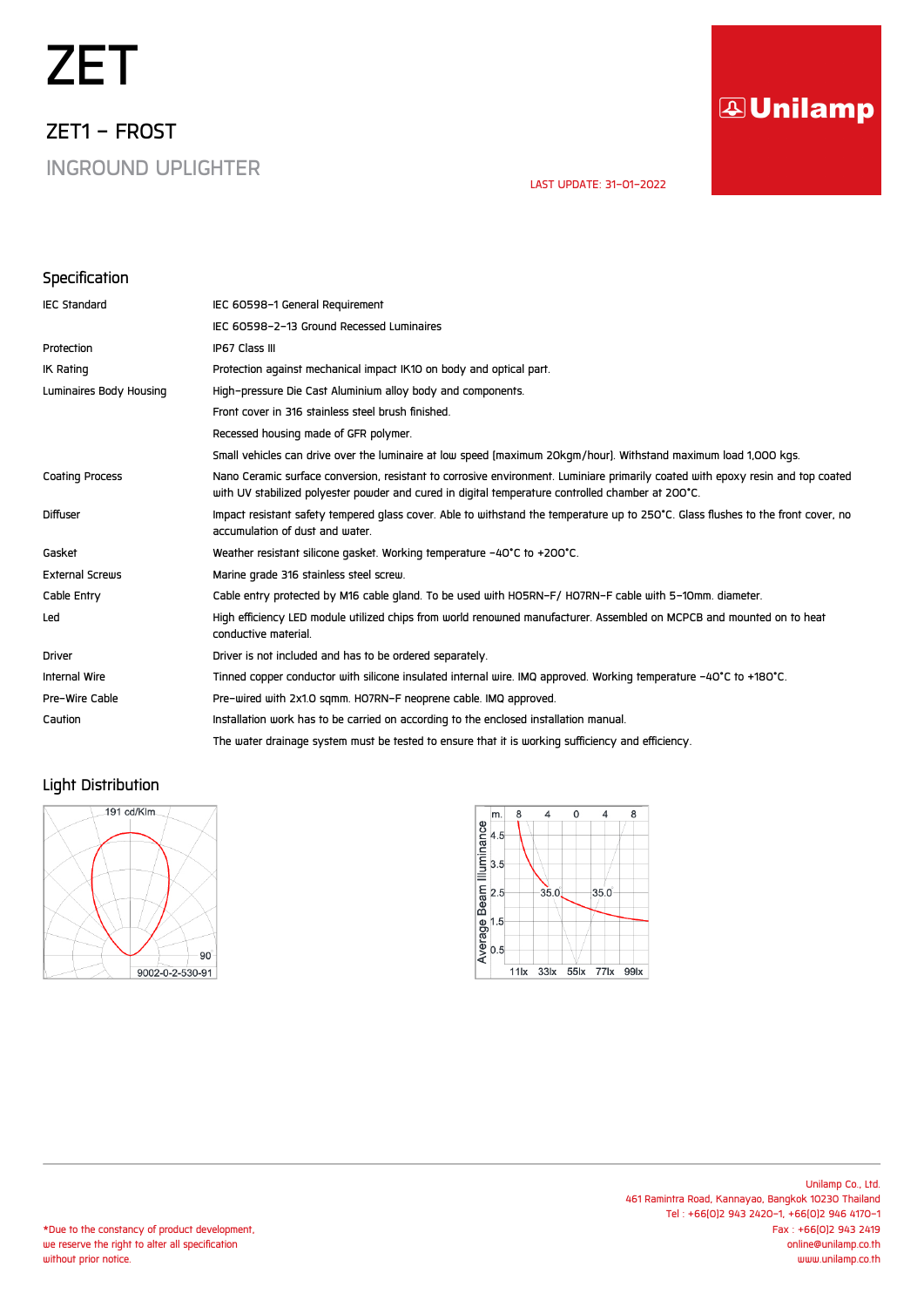# ZET

## ZET1 – FROST

### INGROUND UPLIGHTER

LAST UPDATE: 31-01-2022

Unilamp

## Specification

| | |
|---|---|
| IEC Standard | IEC 60598-1 General Requirement |
| | IEC 60598-2-13 Ground Recessed Luminaires |
| Protection | IP67 Class III |
| IK Rating | Protection against mechanical impact IK10 on body and optical part. |
| Luminaires Body Housing | High-pressure Die Cast Aluminium alloy body and components. |
| | Front cover in 316 stainless steel brush finished. |
| | Recessed housing made of GFR polymer. |
| | Small vehicles can drive over the luminaire at low speed (maximum 20kgm/hour). Withstand maximum load 1,000 kgs. |
| Coating Process | Nano Ceramic surface conversion, resistant to corrosive environment. Luminiare primarily coated with epoxy resin and top coated with UV stabilized polyester powder and cured in digital temperature controlled chamber at 200°C. |
| Diffuser | Impact resistant safety tempered glass cover. Able to withstand the temperature up to 250°C. Glass flushes to the front cover, no accumulation of dust and water. |
| Gasket | Weather resistant silicone gasket. Working temperature -40°C to +200°C. |
| External Screws | Marine grade 316 stainless steel screw. |
| Cable Entry | Cable entry protected by M16 cable gland. To be used with H05RN-F/ H07RN-F cable with 5-10mm. diameter. |
| Led | High efficiency LED module utilized chips from world renowned manufacturer. Assembled on MCPCB and mounted on to heat conductive material. |
| Driver | Driver is not included and has to be ordered separately. |
| Internal Wire | Tinned copper conductor with silicone insulated internal wire. IMQ approved. Working temperature -40°C to +180°C. |
| Pre-Wire Cable | Pre-wired with 2x1.0 sqmm. H07RN-F neoprene cable. IMQ approved. |
| Caution | Installation work has to be carried on according to the enclosed installation manual. |
| | The water drainage system must be tested to ensure that it is working sufficiency and efficiency. |

## Light Distribution

191 cd/Klm

90

9002-0-2-530-91

Average Beam Illuminance

m. 8 4 0 4 8

4.5, 3.5, 2.5, 1.5, 0.5

35.0 35.0

11lx 33lx 55lx 77lx 99lx

Unilamp Co., Ltd.
461 Ramintra Road, Kannayao, Bangkok 10230 Thailand
Tel : +66(0)2 943 2420-1, +66(0)2 946 4170-1
Fax : +66(0)2 943 2419
online@unilamp.co.th
www.unilamp.co.th

*Due to the constancy of product development, we reserve the right to alter all specification without prior notice.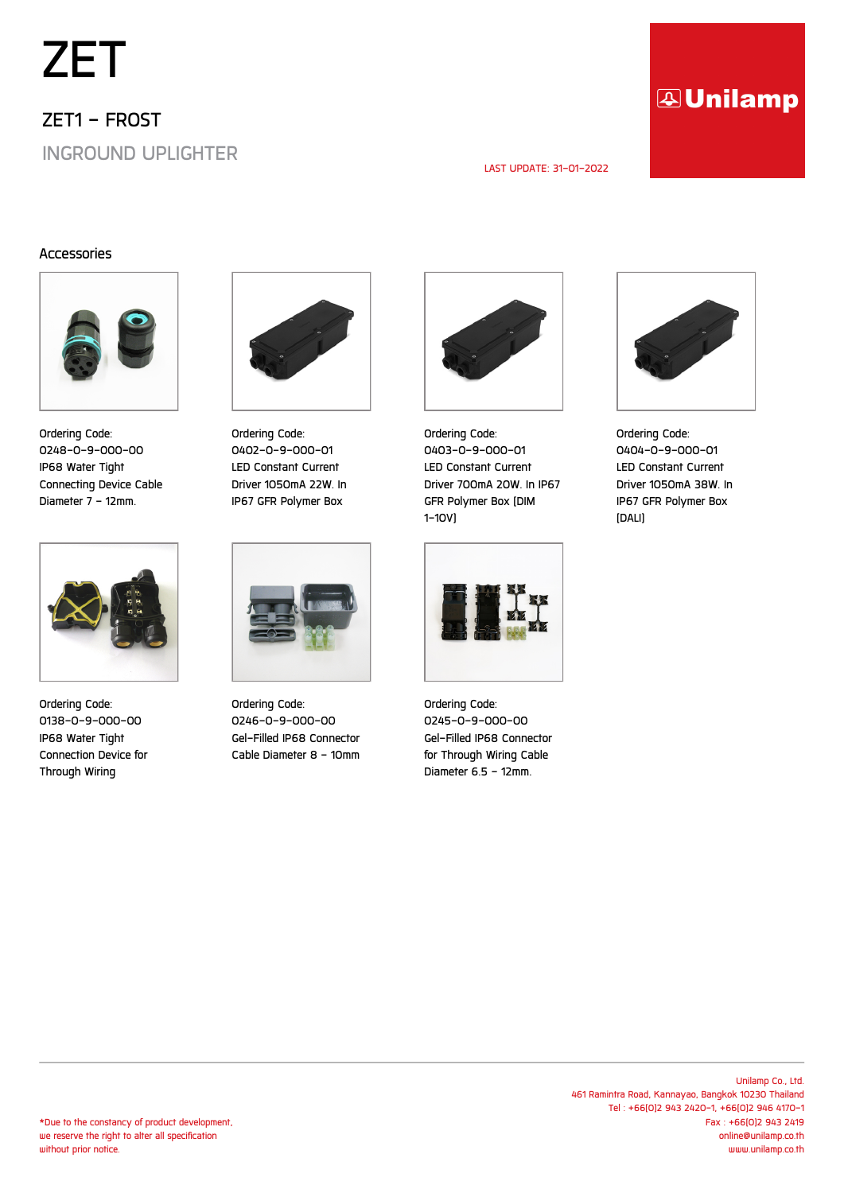# ZET

## ZET1 – FROST

INGROUND UPLIGHTER

LAST UPDATE: 31-01-2022

Unilamp

### Accessories

Ordering Code:
0248-0-9-000-00
IP68 Water Tight Connecting Device Cable Diameter 7 – 12mm.

Ordering Code:
0402-0-9-000-01
LED Constant Current Driver 1050mA 22W. In IP67 GFR Polymer Box

Ordering Code:
0403-0-9-000-01
LED Constant Current Driver 700mA 20W. In IP67 GFR Polymer Box (DIM 1-10V)

Ordering Code:
0404-0-9-000-01
LED Constant Current Driver 1050mA 38W. In IP67 GFR Polymer Box (DALI)

Ordering Code:
0138-0-9-000-00
IP68 Water Tight Connection Device for Through Wiring

Ordering Code:
0246-0-9-000-00
Gel-Filled IP68 Connector Cable Diameter 8 – 10mm

Ordering Code:
0245-0-9-000-00
Gel-Filled IP68 Connector for Through Wiring Cable Diameter 6.5 – 12mm.

*Due to the constancy of product development, we reserve the right to alter all specification without prior notice.

Unilamp Co., Ltd.
461 Ramintra Road, Kannayao, Bangkok 10230 Thailand
Tel : +66(0)2 943 2420-1, +66(0)2 946 4170-1
Fax : +66(0)2 943 2419
online@unilamp.co.th
www.unilamp.co.th